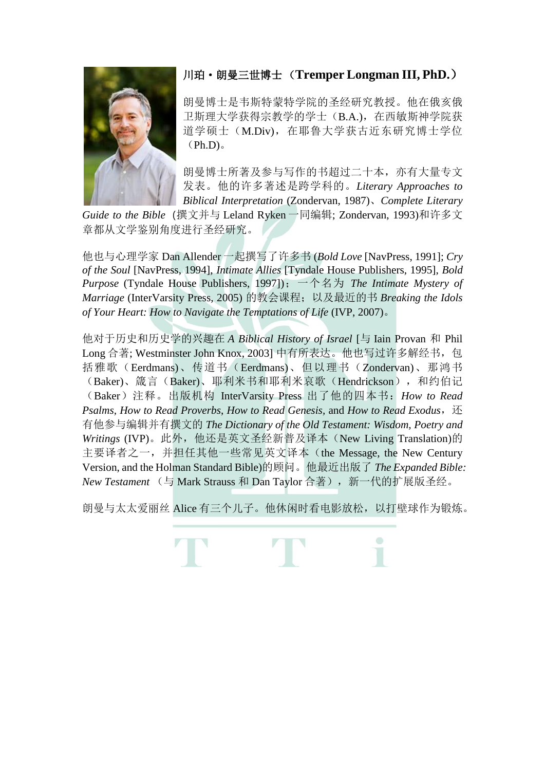**川珀·朗曼三世博士（Tremper Longman III, PhD.）**

朗曼博士是韦斯特蒙特学院的圣经研究教授。他在俄亥俄卫斯理大学获得宗教学的学士（B.A.)，在西敏斯神学院获道学硕士（M.Div)，在耶鲁大学获古近东研究博士学位（Ph.D)。

朗曼博士所著及参与写作的书超过二十本，亦有大量专文发表。他的许多著述是跨学科的。*Literary Approaches to Biblical Interpretation* (Zondervan, 1987)、*Complete Literary Guide to the Bible*（撰文并与 Leland Ryken 一同编辑; Zondervan, 1993)和许多文章都从文学鉴别角度进行圣经研究。

他也与心理学家 Dan Allender 一起撰写了许多书 (*Bold Love* [NavPress, 1991]; *Cry of the Soul* [NavPress, 1994], *Intimate Allies* [Tyndale House Publishers, 1995], *Bold Purpose* (Tyndale House Publishers, 1997])；一个名为 *The Intimate Mystery of Marriage* (InterVarsity Press, 2005) 的教会课程；以及最近的书 *Breaking the Idols of Your Heart: How to Navigate the Temptations of Life* (IVP, 2007)。

他对于历史和历史学的兴趣在 *A Biblical History of Israel* [与 Iain Provan 和 Phil Long 合著; Westminster John Knox, 2003] 中有所表达。他也写过许多解经书，包括雅歌（Eerdmans)、传道书（Eerdmans)、但以理书（Zondervan)、那鸿书（Baker)、箴言（Baker)、耶利米书和耶利米哀歌（Hendrickson），和约伯记（Baker）注释。出版机构 InterVarsity Press 出了他的四本书：*How to Read Psalms, How to Read Proverbs, How to Read Genesis,* and *How to Read Exodus*，还有他参与编辑并有撰文的 *The Dictionary of the Old Testament: Wisdom, Poetry and Writings* (IVP)。此外，他还是英文圣经新普及译本（New Living Translation)的主要译者之一，并担任其他一些常见英文译本（the Message, the New Century Version, and the Holman Standard Bible)的顾问。他最近出版了 *The Expanded Bible: New Testament* （与 Mark Strauss 和 Dan Taylor 合著），新一代的扩展版圣经。

朗曼与太太爱丽丝 Alice 有三个儿子。他休闲时看电影放松，以打壁球作为锻炼。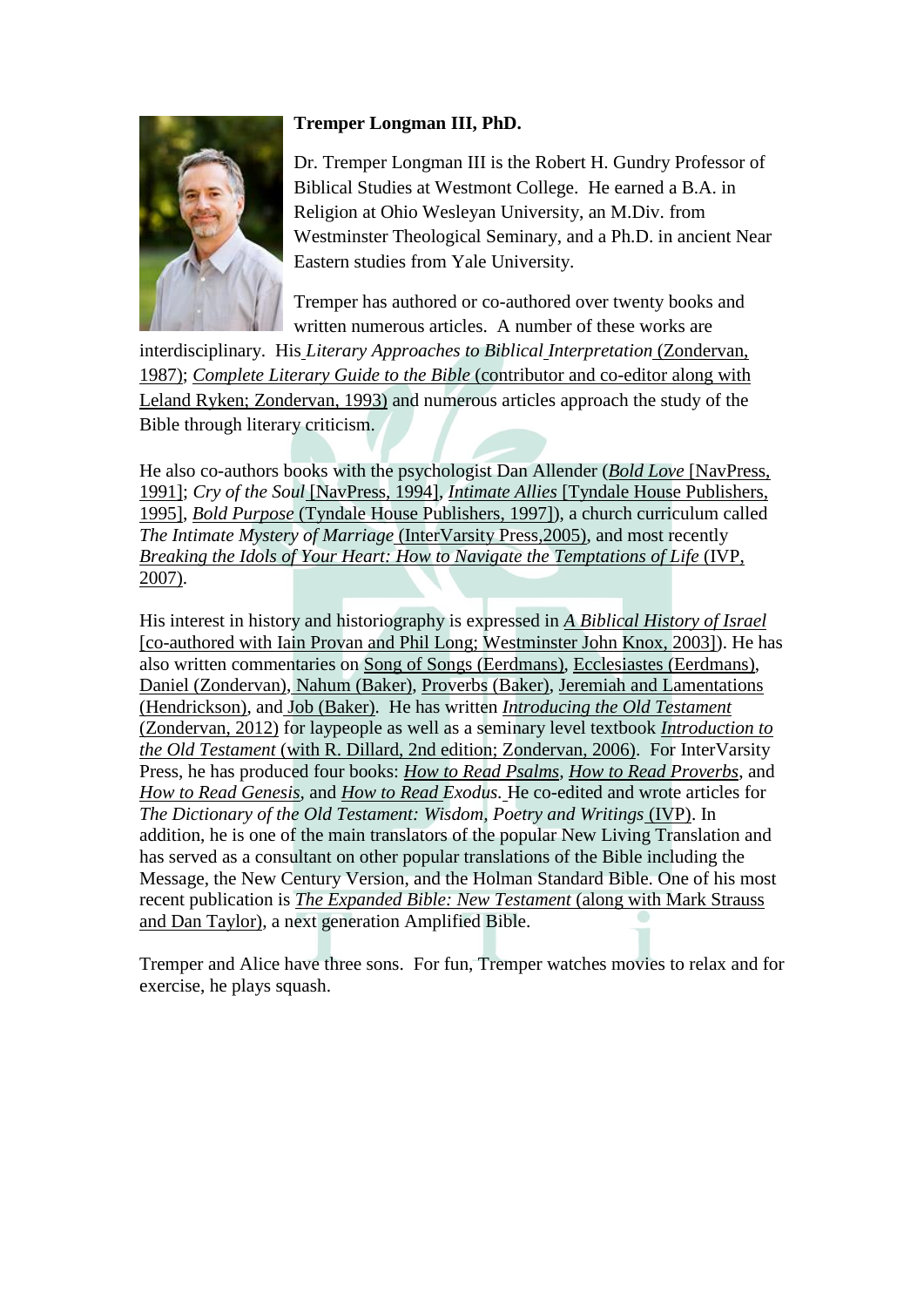**Tremper Longman III, PhD.**

Dr. Tremper Longman III is the Robert H. Gundry Professor of Biblical Studies at Westmont College. He earned a B.A. in Religion at Ohio Wesleyan University, an M.Div. from Westminster Theological Seminary, and a Ph.D. in ancient Near Eastern studies from Yale University.

Tremper has authored or co-authored over twenty books and written numerous articles. A number of these works are interdisciplinary. His *Literary Approaches to Biblical Interpretation* (Zondervan, 1987); *Complete Literary Guide to the Bible* (contributor and co-editor along with Leland Ryken; Zondervan, 1993) and numerous articles approach the study of the Bible through literary criticism.

He also co-authors books with the psychologist Dan Allender (*Bold Love* [NavPress, 1991]; *Cry of the Soul* [NavPress, 1994], *Intimate Allies* [Tyndale House Publishers, 1995], *Bold Purpose* (Tyndale House Publishers, 1997]), a church curriculum called *The Intimate Mystery of Marriage* (InterVarsity Press,2005), and most recently *Breaking the Idols of Your Heart: How to Navigate the Temptations of Life* (IVP, 2007).

His interest in history and historiography is expressed in *A Biblical History of Israel* [co-authored with Iain Provan and Phil Long; Westminster John Knox, 2003]). He has also written commentaries on Song of Songs (Eerdmans), Ecclesiastes (Eerdmans), Daniel (Zondervan), Nahum (Baker), Proverbs (Baker), Jeremiah and Lamentations (Hendrickson), and Job (Baker). He has written *Introducing the Old Testament* (Zondervan, 2012) for laypeople as well as a seminary level textbook *Introduction to the Old Testament* (with R. Dillard, 2nd edition; Zondervan, 2006). For InterVarsity Press, he has produced four books: *How to Read Psalms*, *How to Read Proverbs*, and *How to Read Genesis*, and *How to Read Exodus*. He co-edited and wrote articles for *The Dictionary of the Old Testament: Wisdom, Poetry and Writings* (IVP). In addition, he is one of the main translators of the popular New Living Translation and has served as a consultant on other popular translations of the Bible including the Message, the New Century Version, and the Holman Standard Bible. One of his most recent publication is *The Expanded Bible: New Testament* (along with Mark Strauss and Dan Taylor), a next generation Amplified Bible.

Tremper and Alice have three sons. For fun, Tremper watches movies to relax and for exercise, he plays squash.